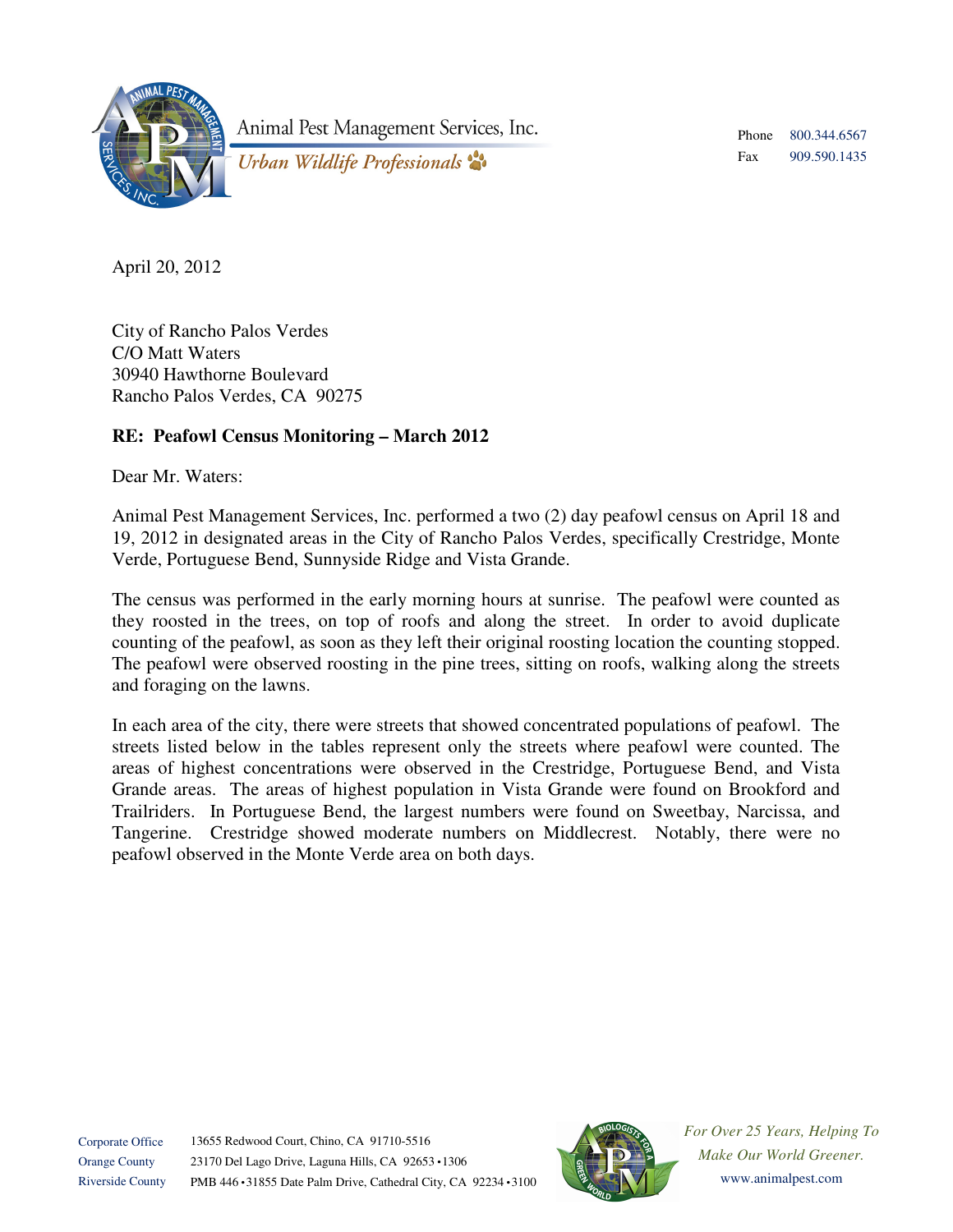Animal Pest Management Services, Inc.

*Urban Wildlife Professionals*

Phone 800.344.6567
Fax 909.590.1435

April 20, 2012

City of Rancho Palos Verdes
C/O Matt Waters
30940 Hawthorne Boulevard
Rancho Palos Verdes, CA 90275

**RE: Peafowl Census Monitoring – March 2012**

Dear Mr. Waters:

Animal Pest Management Services, Inc. performed a two (2) day peafowl census on April 18 and 19, 2012 in designated areas in the City of Rancho Palos Verdes, specifically Crestridge, Monte Verde, Portuguese Bend, Sunnyside Ridge and Vista Grande.

The census was performed in the early morning hours at sunrise. The peafowl were counted as they roosted in the trees, on top of roofs and along the street. In order to avoid duplicate counting of the peafowl, as soon as they left their original roosting location the counting stopped. The peafowl were observed roosting in the pine trees, sitting on roofs, walking along the streets and foraging on the lawns.

In each area of the city, there were streets that showed concentrated populations of peafowl. The streets listed below in the tables represent only the streets where peafowl were counted. The areas of highest concentrations were observed in the Crestridge, Portuguese Bend, and Vista Grande areas. The areas of highest population in Vista Grande were found on Brookford and Trailriders. In Portuguese Bend, the largest numbers were found on Sweetbay, Narcissa, and Tangerine. Crestridge showed moderate numbers on Middlecrest. Notably, there were no peafowl observed in the Monte Verde area on both days.

Corporate Office 13655 Redwood Court, Chino, CA 91710-5516
Orange County 23170 Del Lago Drive, Laguna Hills, CA 92653 • 1306
Riverside County PMB 446 • 31855 Date Palm Drive, Cathedral City, CA 92234 • 3100

*For Over 25 Years, Helping To Make Our World Greener.*
www.animalpest.com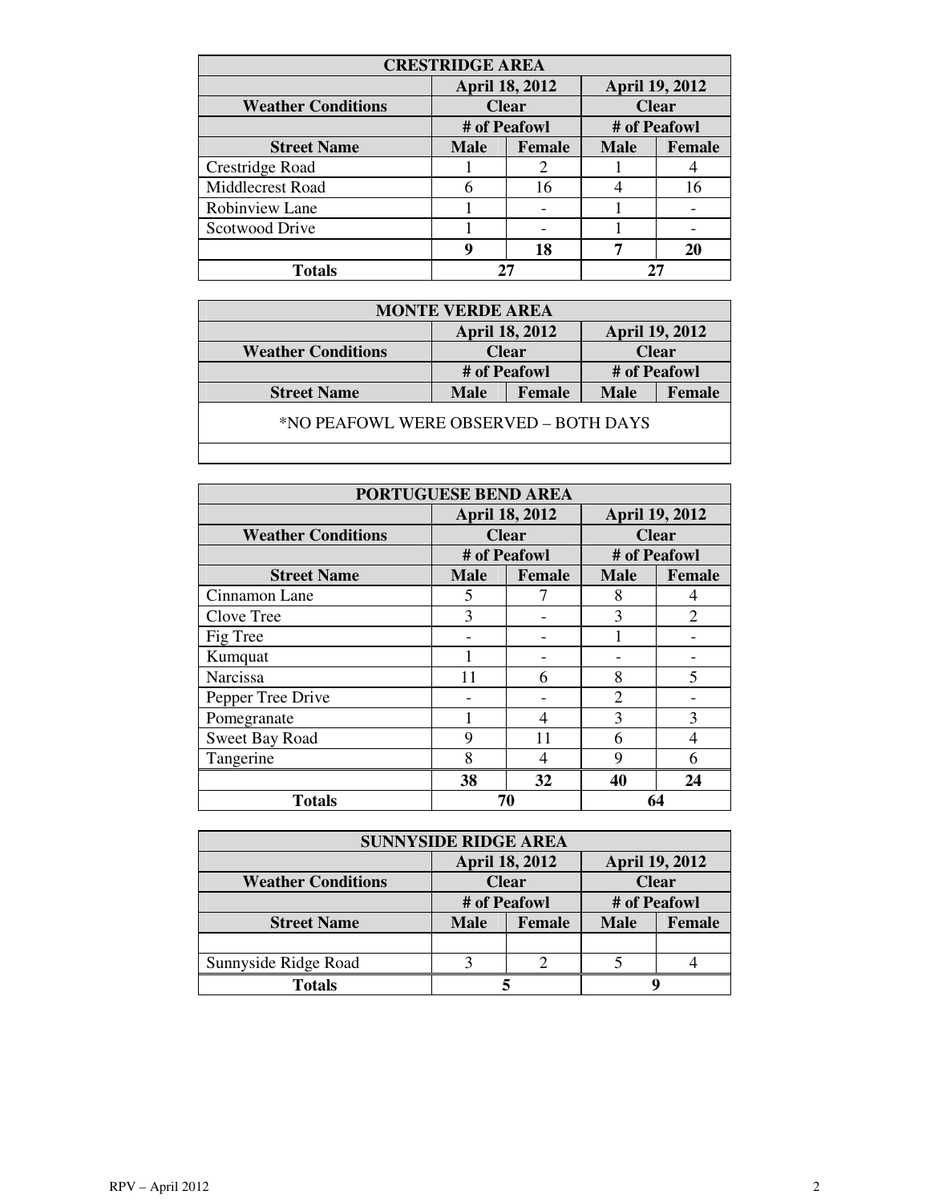| CRESTRIDGE AREA | | | | |
|---|---|---|---|---|
| | April 18, 2012 | | April 19, 2012 | |
| **Weather Conditions** | Clear | | Clear | |
| | # of Peafowl | | # of Peafowl | |
| **Street Name** | **Male** | **Female** | **Male** | **Female** |
| Crestridge Road | 1 | 2 | 1 | 4 |
| Middlecrest Road | 6 | 16 | 4 | 16 |
| Robinview Lane | 1 | - | 1 | - |
| Scotwood Drive | 1 | - | 1 | - |
| | **9** | **18** | **7** | **20** |
| **Totals** | **27** | | **27** | |

| MONTE VERDE AREA | | | | |
|---|---|---|---|---|
| | April 18, 2012 | | April 19, 2012 | |
| **Weather Conditions** | Clear | | Clear | |
| | # of Peafowl | | # of Peafowl | |
| **Street Name** | **Male** | **Female** | **Male** | **Female** |
| *NO PEAFOWL WERE OBSERVED – BOTH DAYS | | | | |
| | | | | |

| PORTUGUESE BEND AREA | | | | |
|---|---|---|---|---|
| | April 18, 2012 | | April 19, 2012 | |
| **Weather Conditions** | Clear | | Clear | |
| | # of Peafowl | | # of Peafowl | |
| **Street Name** | **Male** | **Female** | **Male** | **Female** |
| Cinnamon Lane | 5 | 7 | 8 | 4 |
| Clove Tree | 3 | - | 3 | 2 |
| Fig Tree | - | - | 1 | - |
| Kumquat | 1 | - | - | - |
| Narcissa | 11 | 6 | 8 | 5 |
| Pepper Tree Drive | - | - | 2 | - |
| Pomegranate | 1 | 4 | 3 | 3 |
| Sweet Bay Road | 9 | 11 | 6 | 4 |
| Tangerine | 8 | 4 | 9 | 6 |
| | **38** | **32** | **40** | **24** |
| **Totals** | **70** | | **64** | |

| SUNNYSIDE RIDGE AREA | | | | |
|---|---|---|---|---|
| | April 18, 2012 | | April 19, 2012 | |
| **Weather Conditions** | Clear | | Clear | |
| | # of Peafowl | | # of Peafowl | |
| **Street Name** | **Male** | **Female** | **Male** | **Female** |
| | | | | |
| Sunnyside Ridge Road | 3 | 2 | 5 | 4 |
| **Totals** | **5** | | **9** | |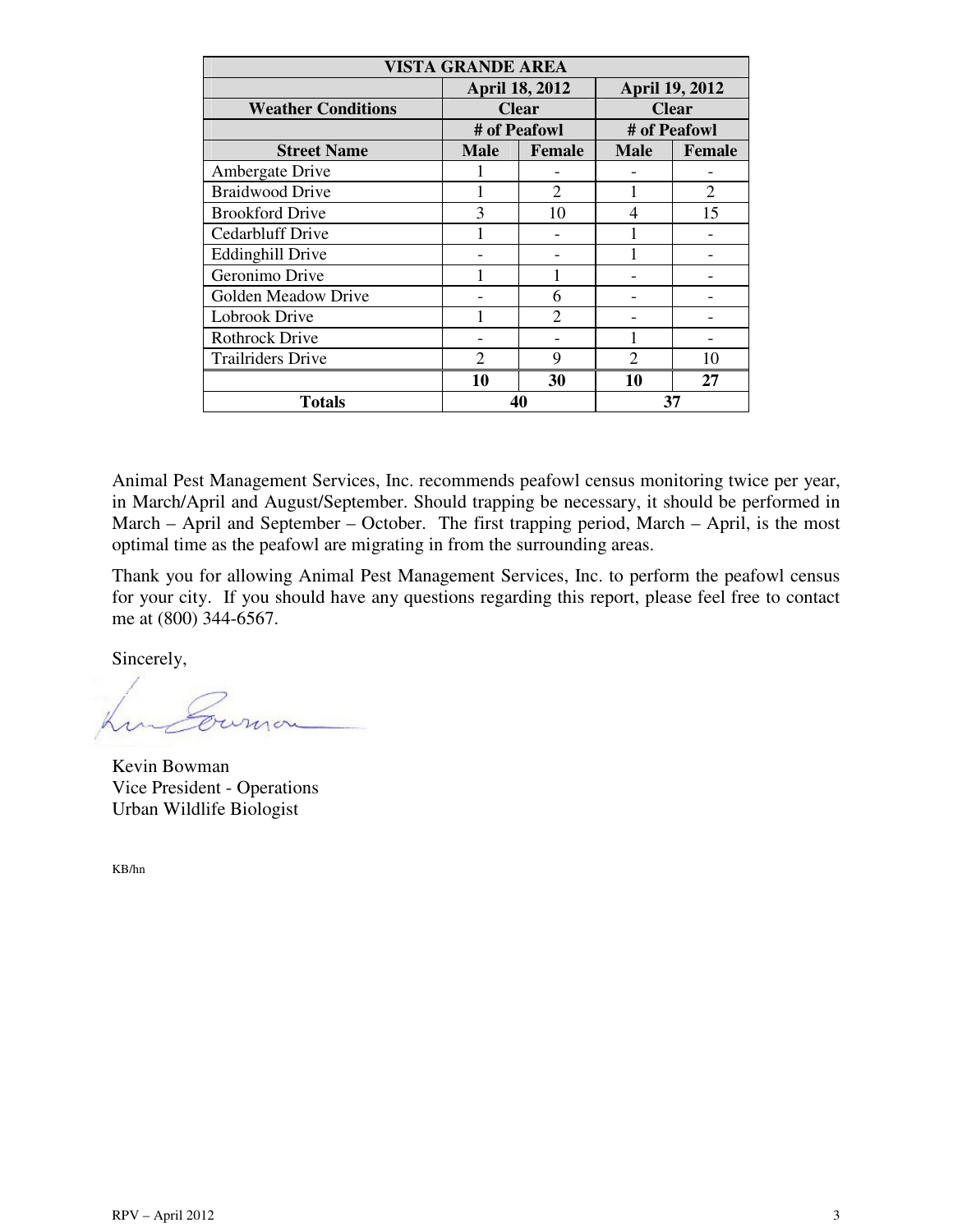| VISTA GRANDE AREA | | | | |
|---|---|---|---|---|
| | April 18, 2012 | | April 19, 2012 | |
| **Weather Conditions** | **Clear** | | **Clear** | |
| | **# of Peafowl** | | **# of Peafowl** | |
| **Street Name** | **Male** | **Female** | **Male** | **Female** |
| Ambergate Drive | 1 | - | - | - |
| Braidwood Drive | 1 | 2 | 1 | 2 |
| Brookford Drive | 3 | 10 | 4 | 15 |
| Cedarbluff Drive | 1 | - | 1 | - |
| Eddinghill Drive | - | - | 1 | - |
| Geronimo Drive | 1 | 1 | - | - |
| Golden Meadow Drive | - | 6 | - | - |
| Lobrook Drive | 1 | 2 | - | - |
| Rothrock Drive | - | - | 1 | - |
| Trailriders Drive | 2 | 9 | 2 | 10 |
| | **10** | **30** | **10** | **27** |
| **Totals** | **40** | | **37** | |

Animal Pest Management Services, Inc. recommends peafowl census monitoring twice per year, in March/April and August/September. Should trapping be necessary, it should be performed in March – April and September – October. The first trapping period, March – April, is the most optimal time as the peafowl are migrating in from the surrounding areas.

Thank you for allowing Animal Pest Management Services, Inc. to perform the peafowl census for your city. If you should have any questions regarding this report, please feel free to contact me at (800) 344-6567.

Sincerely,

Kevin Bowman
Vice President - Operations
Urban Wildlife Biologist

KB/hn